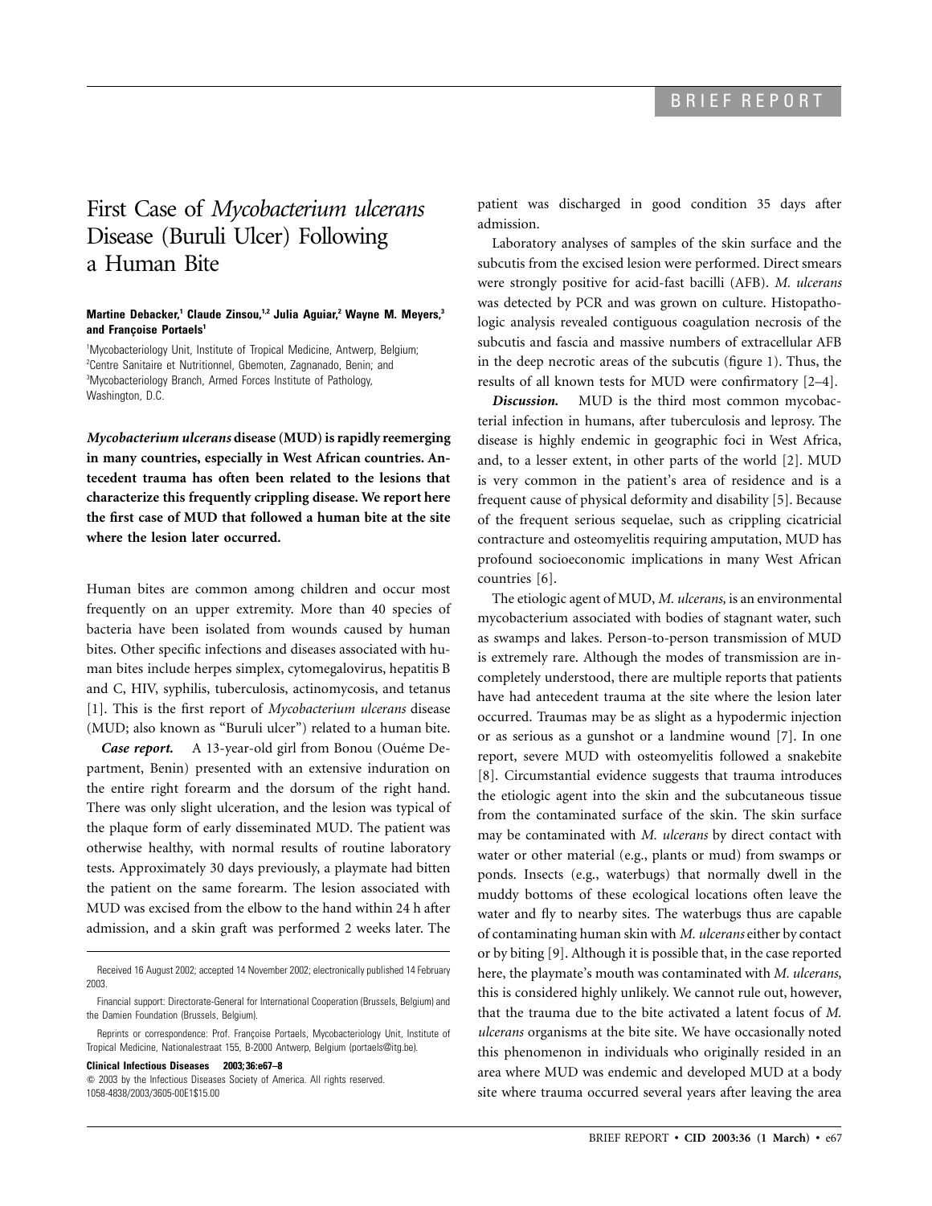BRIEF REPORT

# First Case of *Mycobacterium ulcerans* Disease (Buruli Ulcer) Following a Human Bite

**Martine Debacker,[1] Claude Zinsou,[1,2] Julia Aguiar,[2] Wayne M. Meyers,[3] and Françoise Portaels[1]**

[1]Mycobacteriology Unit, Institute of Tropical Medicine, Antwerp, Belgium; [2]Centre Sanitaire et Nutritionnel, Gbemoten, Zagnanado, Benin; and [3]Mycobacteriology Branch, Armed Forces Institute of Pathology, Washington, D.C.

***Mycobacterium ulcerans* disease (MUD) is rapidly reemerging in many countries, especially in West African countries. Antecedent trauma has often been related to the lesions that characterize this frequently crippling disease. We report here the first case of MUD that followed a human bite at the site where the lesion later occurred.**

Human bites are common among children and occur most frequently on an upper extremity. More than 40 species of bacteria have been isolated from wounds caused by human bites. Other specific infections and diseases associated with human bites include herpes simplex, cytomegalovirus, hepatitis B and C, HIV, syphilis, tuberculosis, actinomycosis, and tetanus [1]. This is the first report of *Mycobacterium ulcerans* disease (MUD; also known as "Buruli ulcer") related to a human bite.

***Case report.*** A 13-year-old girl from Bonou (Ouéme Department, Benin) presented with an extensive induration on the entire right forearm and the dorsum of the right hand. There was only slight ulceration, and the lesion was typical of the plaque form of early disseminated MUD. The patient was otherwise healthy, with normal results of routine laboratory tests. Approximately 30 days previously, a playmate had bitten the patient on the same forearm. The lesion associated with MUD was excised from the elbow to the hand within 24 h after admission, and a skin graft was performed 2 weeks later. The patient was discharged in good condition 35 days after admission.

Laboratory analyses of samples of the skin surface and the subcutis from the excised lesion were performed. Direct smears were strongly positive for acid-fast bacilli (AFB). *M. ulcerans* was detected by PCR and was grown on culture. Histopathologic analysis revealed contiguous coagulation necrosis of the subcutis and fascia and massive numbers of extracellular AFB in the deep necrotic areas of the subcutis (figure 1). Thus, the results of all known tests for MUD were confirmatory [2–4].

***Discussion.*** MUD is the third most common mycobacterial infection in humans, after tuberculosis and leprosy. The disease is highly endemic in geographic foci in West Africa, and, to a lesser extent, in other parts of the world [2]. MUD is very common in the patient's area of residence and is a frequent cause of physical deformity and disability [5]. Because of the frequent serious sequelae, such as crippling cicatricial contracture and osteomyelitis requiring amputation, MUD has profound socioeconomic implications in many West African countries [6].

The etiologic agent of MUD, *M. ulcerans,* is an environmental mycobacterium associated with bodies of stagnant water, such as swamps and lakes. Person-to-person transmission of MUD is extremely rare. Although the modes of transmission are incompletely understood, there are multiple reports that patients have had antecedent trauma at the site where the lesion later occurred. Traumas may be as slight as a hypodermic injection or as serious as a gunshot or a landmine wound [7]. In one report, severe MUD with osteomyelitis followed a snakebite [8]. Circumstantial evidence suggests that trauma introduces the etiologic agent into the skin and the subcutaneous tissue from the contaminated surface of the skin. The skin surface may be contaminated with *M. ulcerans* by direct contact with water or other material (e.g., plants or mud) from swamps or ponds. Insects (e.g., waterbugs) that normally dwell in the muddy bottoms of these ecological locations often leave the water and fly to nearby sites. The waterbugs thus are capable of contaminating human skin with *M. ulcerans* either by contact or by biting [9]. Although it is possible that, in the case reported here, the playmate's mouth was contaminated with *M. ulcerans,* this is considered highly unlikely. We cannot rule out, however, that the trauma due to the bite activated a latent focus of *M. ulcerans* organisms at the bite site. We have occasionally noted this phenomenon in individuals who originally resided in an area where MUD was endemic and developed MUD at a body site where trauma occurred several years after leaving the area

---

Received 16 August 2002; accepted 14 November 2002; electronically published 14 February 2003.

Financial support: Directorate-General for International Cooperation (Brussels, Belgium) and the Damien Foundation (Brussels, Belgium).

Reprints or correspondence: Prof. Françoise Portaels, Mycobacteriology Unit, Institute of Tropical Medicine, Nationalestraat 155, B-2000 Antwerp, Belgium (portaels@itg.be).

**Clinical Infectious Diseases 2003; 36:e67–8**

© 2003 by the Infectious Diseases Society of America. All rights reserved. 1058-4838/2003/3605-00E1$15.00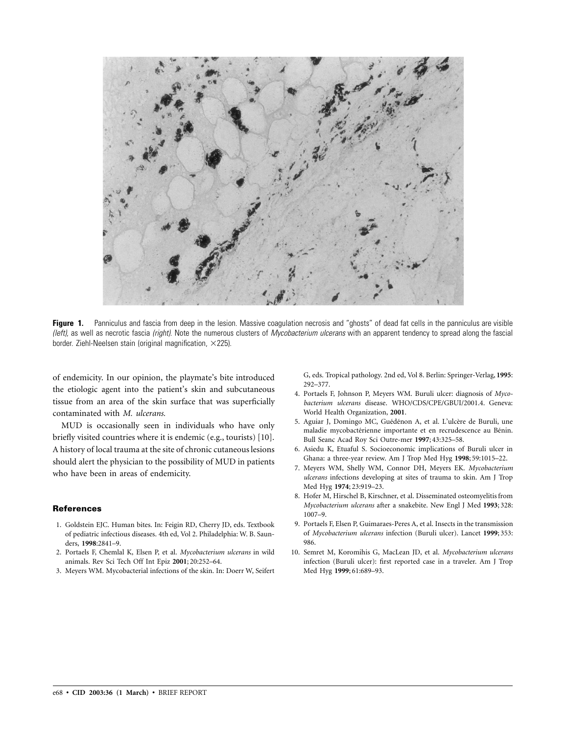**Figure 1.** Panniculus and fascia from deep in the lesion. Massive coagulation necrosis and "ghosts" of dead fat cells in the panniculus are visible *(left)*, as well as necrotic fascia *(right)*. Note the numerous clusters of *Mycobacterium ulcerans* with an apparent tendency to spread along the fascial border. Ziehl-Neelsen stain (original magnification, ×225).

of endemicity. In our opinion, the playmate's bite introduced the etiologic agent into the patient's skin and subcutaneous tissue from an area of the skin surface that was superficially contaminated with *M. ulcerans*.

MUD is occasionally seen in individuals who have only briefly visited countries where it is endemic (e.g., tourists) [10]. A history of local trauma at the site of chronic cutaneous lesions should alert the physician to the possibility of MUD in patients who have been in areas of endemicity.

## References

1. Goldstein EJC. Human bites. In: Feigin RD, Cherry JD, eds. Textbook of pediatric infectious diseases. 4th ed, Vol 2. Philadelphia: W. B. Saunders, **1998**:2841–9.
2. Portaels F, Chemlal K, Elsen P, et al. *Mycobacterium ulcerans* in wild animals. Rev Sci Tech Off Int Epiz **2001**; 20:252–64.
3. Meyers WM. Mycobacterial infections of the skin. In: Doerr W, Seifert G, eds. Tropical pathology. 2nd ed, Vol 8. Berlin: Springer-Verlag, **1995**: 292–377.
4. Portaels F, Johnson P, Meyers WM. Buruli ulcer: diagnosis of *Mycobacterium ulcerans* disease. WHO/CDS/CPE/GBUI/2001.4. Geneva: World Health Organization, **2001**.
5. Aguiar J, Domingo MC, Guédénon A, et al. L'ulcère de Buruli, une maladie mycobactérienne importante et en recrudescence au Bénin. Bull Seanc Acad Roy Sci Outre-mer **1997**; 43:325–58.
6. Asiedu K, Etuaful S. Socioeconomic implications of Buruli ulcer in Ghana: a three-year review. Am J Trop Med Hyg **1998**; 59:1015–22.
7. Meyers WM, Shelly WM, Connor DH, Meyers EK. *Mycobacterium ulcerans* infections developing at sites of trauma to skin. Am J Trop Med Hyg **1974**; 23:919–23.
8. Hofer M, Hirschel B, Kirschner, et al. Disseminated osteomyelitis from *Mycobacterium ulcerans* after a snakebite. New Engl J Med **1993**; 328: 1007–9.
9. Portaels F, Elsen P, Guimaraes-Peres A, et al. Insects in the transmission of *Mycobacterium ulcerans* infection (Buruli ulcer). Lancet **1999**; 353: 986.
10. Semret M, Koromihis G, MacLean JD, et al. *Mycobacterium ulcerans* infection (Buruli ulcer): first reported case in a traveler. Am J Trop Med Hyg **1999**; 61:689–93.